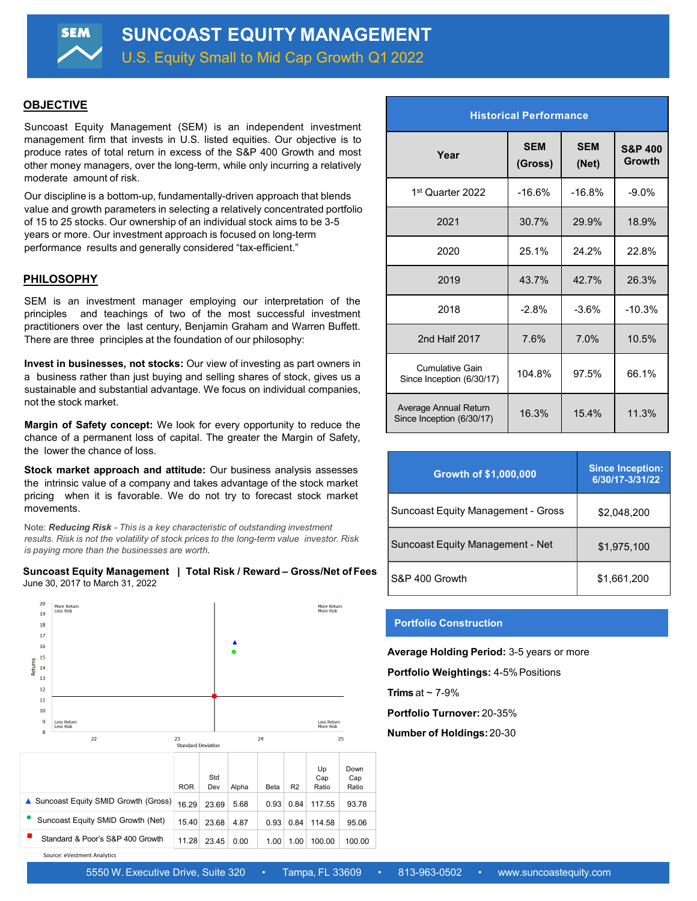# SUNCOAST EQUITY MANAGEMENT

## U.S. Equity Small to Mid Cap Growth Q1 2022

## OBJECTIVE

Suncoast Equity Management (SEM) is an independent investment management firm that invests in U.S. listed equities. Our objective is to produce rates of total return in excess of the S&P 400 Growth and most other money managers, over the long-term, while only incurring a relatively moderate amount of risk.

Our discipline is a bottom-up, fundamentally-driven approach that blends value and growth parameters in selecting a relatively concentrated portfolio of 15 to 25 stocks. Our ownership of an individual stock aims to be 3-5 years or more. Our investment approach is focused on long-term performance results and generally considered "tax-efficient."

## PHILOSOPHY

SEM is an investment manager employing our interpretation of the principles and teachings of two of the most successful investment practitioners over the last century, Benjamin Graham and Warren Buffett. There are three principles at the foundation of our philosophy:

**Invest in businesses, not stocks:** Our view of investing as part owners in a business rather than just buying and selling shares of stock, gives us a sustainable and substantial advantage. We focus on individual companies, not the stock market.

**Margin of Safety concept:** We look for every opportunity to reduce the chance of a permanent loss of capital. The greater the Margin of Safety, the lower the chance of loss.

**Stock market approach and attitude:** Our business analysis assesses the intrinsic value of a company and takes advantage of the stock market pricing when it is favorable. We do not try to forecast stock market movements.

*Note: **Reducing Risk** - This is a key characteristic of outstanding investment results. Risk is not the volatility of stock prices to the long-term value investor. Risk is paying more than the businesses are worth.*

**Suncoast Equity Management | Total Risk / Reward – Gross/Net of Fees**
June 30, 2017 to March 31, 2022

More Return Less Risk
More Return More Risk
Less Return Less Risk
Less Return More Risk
Returns
20
19
18
17
16
15
14
13
12
11
10
9
8
22
23
24
25
Standard Deviation

| | ROR | Std Dev | Alpha | Beta | R2 | Up Cap Ratio | Down Cap Ratio |
|---|---|---|---|---|---|---|---|
| ▲ Suncoast Equity SMID Growth (Gross) | 16.29 | 23.69 | 5.68 | 0.93 | 0.84 | 117.55 | 93.78 |
| ● Suncoast Equity SMID Growth (Net) | 15.40 | 23.68 | 4.87 | 0.93 | 0.84 | 114.58 | 95.06 |
| ■ Standard & Poor's S&P 400 Growth | 11.28 | 23.45 | 0.00 | 1.00 | 1.00 | 100.00 | 100.00 |

Source: eVestment Analytics

### Historical Performance

| Year | SEM (Gross) | SEM (Net) | S&P 400 Growth |
|---|---|---|---|
| 1st Quarter 2022 | -16.6% | -16.8% | -9.0% |
| 2021 | 30.7% | 29.9% | 18.9% |
| 2020 | 25.1% | 24.2% | 22.8% |
| 2019 | 43.7% | 42.7% | 26.3% |
| 2018 | -2.8% | -3.6% | -10.3% |
| 2nd Half 2017 | 7.6% | 7.0% | 10.5% |
| Cumulative Gain Since Inception (6/30/17) | 104.8% | 97.5% | 66.1% |
| Average Annual Return Since Inception (6/30/17) | 16.3% | 15.4% | 11.3% |

| Growth of $1,000,000 | Since Inception: 6/30/17-3/31/22 |
|---|---|
| Suncoast Equity Management - Gross | $2,048,200 |
| Suncoast Equity Management - Net | $1,975,100 |
| S&P 400 Growth | $1,661,200 |

### Portfolio Construction

**Average Holding Period:** 3-5 years or more

**Portfolio Weightings:** 4-5% Positions

**Trims** at ~ 7-9%

**Portfolio Turnover:** 20-35%

**Number of Holdings:** 20-30

5550 W. Executive Drive, Suite 320 • Tampa, FL 33609 • 813-963-0502 • www.suncoastequity.com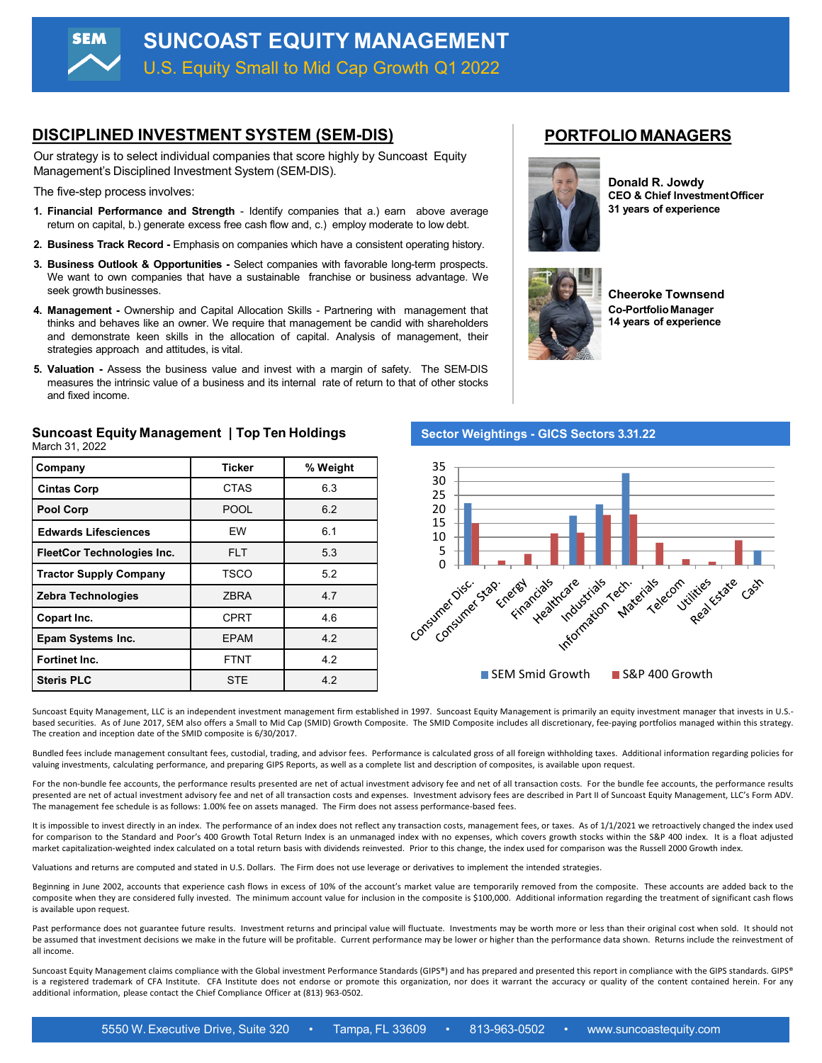# SUNCOAST EQUITY MANAGEMENT

U.S. Equity Small to Mid Cap Growth Q1 2022

## DISCIPLINED INVESTMENT SYSTEM (SEM-DIS)

Our strategy is to select individual companies that score highly by Suncoast Equity Management's Disciplined Investment System (SEM-DIS).

The five-step process involves:

1. **Financial Performance and Strength** - Identify companies that a.) earn above average return on capital, b.) generate excess free cash flow and, c.) employ moderate to low debt.
2. **Business Track Record -** Emphasis on companies which have a consistent operating history.
3. **Business Outlook & Opportunities -** Select companies with favorable long-term prospects. We want to own companies that have a sustainable franchise or business advantage. We seek growth businesses.
4. **Management -** Ownership and Capital Allocation Skills - Partnering with management that thinks and behaves like an owner. We require that management be candid with shareholders and demonstrate keen skills in the allocation of capital. Analysis of management, their strategies approach and attitudes, is vital.
5. **Valuation -** Assess the business value and invest with a margin of safety. The SEM-DIS measures the intrinsic value of a business and its internal rate of return to that of other stocks and fixed income.

## PORTFOLIO MANAGERS

**Donald R. Jowdy**
**CEO & Chief Investment Officer**
**31 years of experience**

**Cheeroke Townsend**
**Co-Portfolio Manager**
**14 years of experience**

### Suncoast Equity Management | Top Ten Holdings

March 31, 2022

| Company | Ticker | % Weight |
|---|---|---|
| Cintas Corp | CTAS | 6.3 |
| Pool Corp | POOL | 6.2 |
| Edwards Lifesciences | EW | 6.1 |
| FleetCor Technologies Inc. | FLT | 5.3 |
| Tractor Supply Company | TSCO | 5.2 |
| Zebra Technologies | ZBRA | 4.7 |
| Copart Inc. | CPRT | 4.6 |
| Epam Systems Inc. | EPAM | 4.2 |
| Fortinet Inc. | FTNT | 4.2 |
| Steris PLC | STE | 4.2 |

### Sector Weightings - GICS Sectors 3.31.22

35
30
25
20
15
10
5
0

Consumer Disc. Consumer Stap. Energy Financials Healthcare Industrials Information Tech. Materials Telecom Utilities Real Estate Cash

SEM Smid Growth ■ S&P 400 Growth

Suncoast Equity Management, LLC is an independent investment management firm established in 1997. Suncoast Equity Management is primarily an equity investment manager that invests in U.S.-based securities. As of June 2017, SEM also offers a Small to Mid Cap (SMID) Growth Composite. The SMID Composite includes all discretionary, fee-paying portfolios managed within this strategy. The creation and inception date of the SMID composite is 6/30/2017.

Bundled fees include management consultant fees, custodial, trading, and advisor fees. Performance is calculated gross of all foreign withholding taxes. Additional information regarding policies for valuing investments, calculating performance, and preparing GIPS Reports, as well as a complete list and description of composites, is available upon request.

For the non-bundle fee accounts, the performance results presented are net of actual investment advisory fee and net of all transaction costs. For the bundle fee accounts, the performance results presented are net of actual investment advisory fee and net of all transaction costs and expenses. Investment advisory fees are described in Part II of Suncoast Equity Management, LLC's Form ADV. The management fee schedule is as follows: 1.00% fee on assets managed. The Firm does not assess performance-based fees.

It is impossible to invest directly in an index. The performance of an index does not reflect any transaction costs, management fees, or taxes. As of 1/1/2021 we retroactively changed the index used for comparison to the Standard and Poor's 400 Growth Total Return Index is an unmanaged index with no expenses, which covers growth stocks within the S&P 400 index. It is a float adjusted market capitalization-weighted index calculated on a total return basis with dividends reinvested. Prior to this change, the index used for comparison was the Russell 2000 Growth index.

Valuations and returns are computed and stated in U.S. Dollars. The Firm does not use leverage or derivatives to implement the intended strategies.

Beginning in June 2002, accounts that experience cash flows in excess of 10% of the account's market value are temporarily removed from the composite. These accounts are added back to the composite when they are considered fully invested. The minimum account value for inclusion in the composite is $100,000. Additional information regarding the treatment of significant cash flows is available upon request.

Past performance does not guarantee future results. Investment returns and principal value will fluctuate. Investments may be worth more or less than their original cost when sold. It should not be assumed that investment decisions we make in the future will be profitable. Current performance may be lower or higher than the performance data shown. Returns include the reinvestment of all income.

Suncoast Equity Management claims compliance with the Global investment Performance Standards (GIPS®) and has prepared and presented this report in compliance with the GIPS standards. GIPS® is a registered trademark of CFA Institute. CFA Institute does not endorse or promote this organization, nor does it warrant the accuracy or quality of the content contained herein. For any additional information, please contact the Chief Compliance Officer at (813) 963-0502.

5550 W. Executive Drive, Suite 320 • Tampa, FL 33609 • 813-963-0502 • www.suncoastequity.com